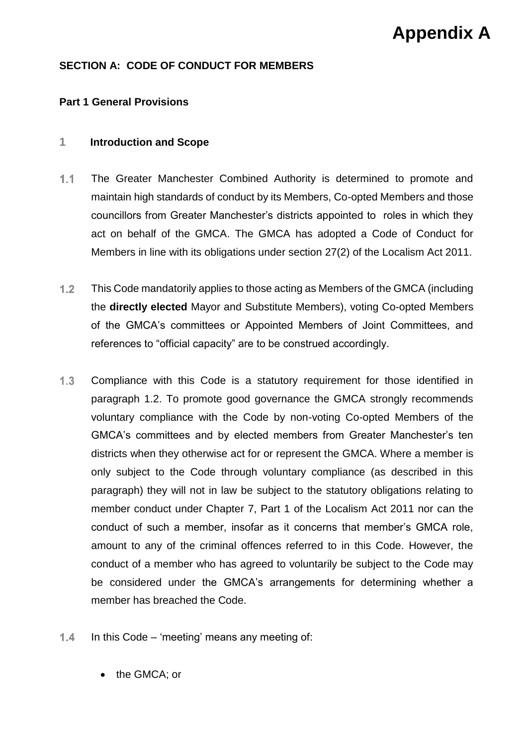# Appendix A

**SECTION A: CODE OF CONDUCT FOR MEMBERS**

**Part 1 General Provisions**

## 1 Introduction and Scope

1.1 The Greater Manchester Combined Authority is determined to promote and maintain high standards of conduct by its Members, Co-opted Members and those councillors from Greater Manchester's districts appointed to roles in which they act on behalf of the GMCA. The GMCA has adopted a Code of Conduct for Members in line with its obligations under section 27(2) of the Localism Act 2011.

1.2 This Code mandatorily applies to those acting as Members of the GMCA (including the **directly elected** Mayor and Substitute Members), voting Co-opted Members of the GMCA's committees or Appointed Members of Joint Committees, and references to "official capacity" are to be construed accordingly.

1.3 Compliance with this Code is a statutory requirement for those identified in paragraph 1.2. To promote good governance the GMCA strongly recommends voluntary compliance with the Code by non-voting Co-opted Members of the GMCA's committees and by elected members from Greater Manchester's ten districts when they otherwise act for or represent the GMCA. Where a member is only subject to the Code through voluntary compliance (as described in this paragraph) they will not in law be subject to the statutory obligations relating to member conduct under Chapter 7, Part 1 of the Localism Act 2011 nor can the conduct of such a member, insofar as it concerns that member's GMCA role, amount to any of the criminal offences referred to in this Code. However, the conduct of a member who has agreed to voluntarily be subject to the Code may be considered under the GMCA's arrangements for determining whether a member has breached the Code.

1.4 In this Code – 'meeting' means any meeting of:

- the GMCA; or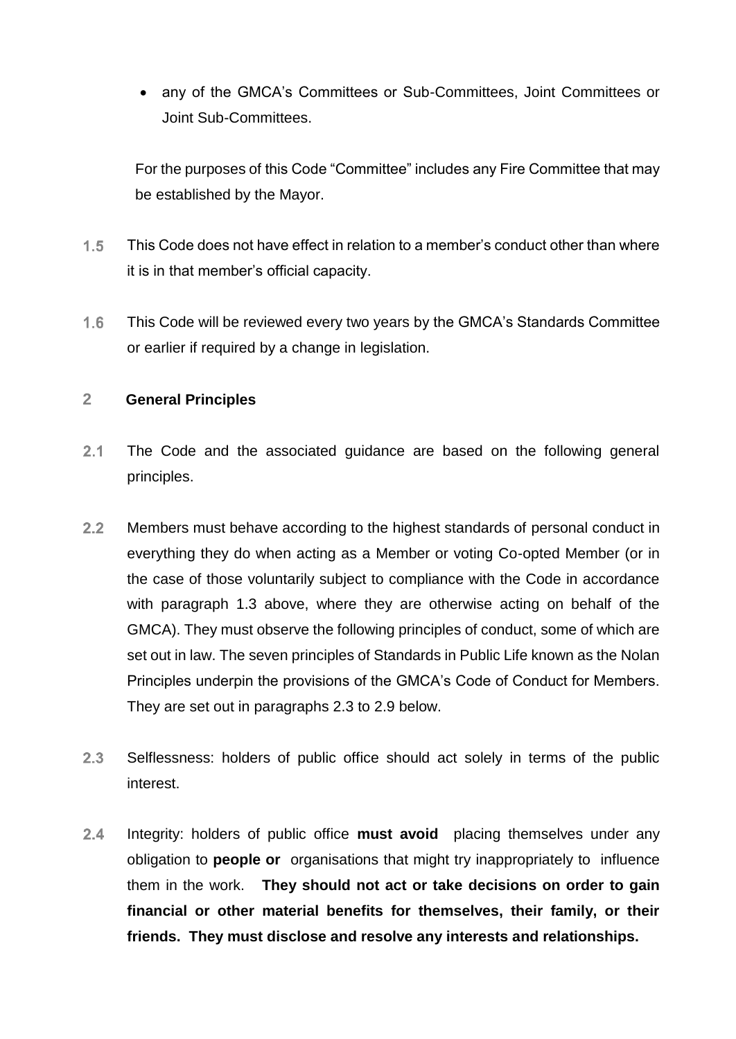- any of the GMCA's Committees or Sub-Committees, Joint Committees or Joint Sub-Committees.

For the purposes of this Code "Committee" includes any Fire Committee that may be established by the Mayor.

1.5 This Code does not have effect in relation to a member's conduct other than where it is in that member's official capacity.

1.6 This Code will be reviewed every two years by the GMCA's Standards Committee or earlier if required by a change in legislation.

## 2 General Principles

2.1 The Code and the associated guidance are based on the following general principles.

2.2 Members must behave according to the highest standards of personal conduct in everything they do when acting as a Member or voting Co-opted Member (or in the case of those voluntarily subject to compliance with the Code in accordance with paragraph 1.3 above, where they are otherwise acting on behalf of the GMCA). They must observe the following principles of conduct, some of which are set out in law. The seven principles of Standards in Public Life known as the Nolan Principles underpin the provisions of the GMCA's Code of Conduct for Members. They are set out in paragraphs 2.3 to 2.9 below.

2.3 Selflessness: holders of public office should act solely in terms of the public interest.

2.4 Integrity: holders of public office **must avoid** placing themselves under any obligation to **people or** organisations that might try inappropriately to influence them in the work. **They should not act or take decisions on order to gain financial or other material benefits for themselves, their family, or their friends. They must disclose and resolve any interests and relationships.**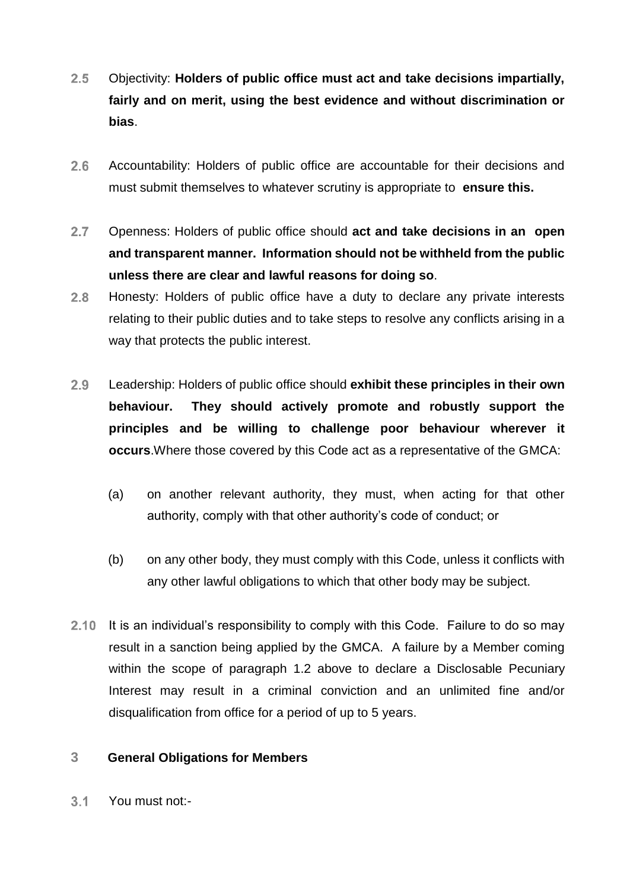2.5 Objectivity: **Holders of public office must act and take decisions impartially, fairly and on merit, using the best evidence and without discrimination or bias**.

2.6 Accountability: Holders of public office are accountable for their decisions and must submit themselves to whatever scrutiny is appropriate to **ensure this.**

2.7 Openness: Holders of public office should **act and take decisions in an open and transparent manner. Information should not be withheld from the public unless there are clear and lawful reasons for doing so**.

2.8 Honesty: Holders of public office have a duty to declare any private interests relating to their public duties and to take steps to resolve any conflicts arising in a way that protects the public interest.

2.9 Leadership: Holders of public office should **exhibit these principles in their own behaviour. They should actively promote and robustly support the principles and be willing to challenge poor behaviour wherever it occurs**.Where those covered by this Code act as a representative of the GMCA:

(a) on another relevant authority, they must, when acting for that other authority, comply with that other authority's code of conduct; or

(b) on any other body, they must comply with this Code, unless it conflicts with any other lawful obligations to which that other body may be subject.

2.10 It is an individual's responsibility to comply with this Code. Failure to do so may result in a sanction being applied by the GMCA. A failure by a Member coming within the scope of paragraph 1.2 above to declare a Disclosable Pecuniary Interest may result in a criminal conviction and an unlimited fine and/or disqualification from office for a period of up to 5 years.

## 3 General Obligations for Members

3.1 You must not:-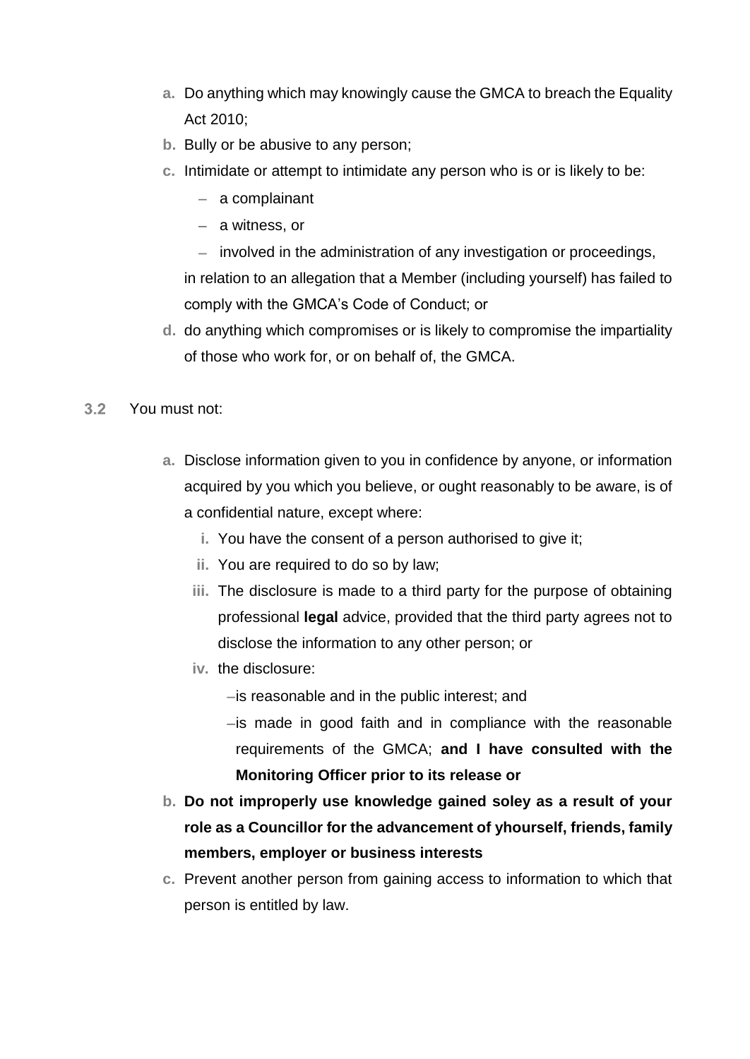a. Do anything which may knowingly cause the GMCA to breach the Equality Act 2010;
b. Bully or be abusive to any person;
c. Intimidate or attempt to intimidate any person who is or is likely to be:
   - a complainant
   - a witness, or
   - involved in the administration of any investigation or proceedings,

   in relation to an allegation that a Member (including yourself) has failed to comply with the GMCA's Code of Conduct; or
d. do anything which compromises or is likely to compromise the impartiality of those who work for, or on behalf of, the GMCA.

3.2 You must not:

a. Disclose information given to you in confidence by anyone, or information acquired by you which you believe, or ought reasonably to be aware, is of a confidential nature, except where:
   i. You have the consent of a person authorised to give it;
   ii. You are required to do so by law;
   iii. The disclosure is made to a third party for the purpose of obtaining professional **legal** advice, provided that the third party agrees not to disclose the information to any other person; or
   iv. the disclosure:
      - is reasonable and in the public interest; and
      - is made in good faith and in compliance with the reasonable requirements of the GMCA; **and I have consulted with the Monitoring Officer prior to its release or**
b. **Do not improperly use knowledge gained soley as a result of your role as a Councillor for the advancement of yhourself, friends, family members, employer or business interests**
c. Prevent another person from gaining access to information to which that person is entitled by law.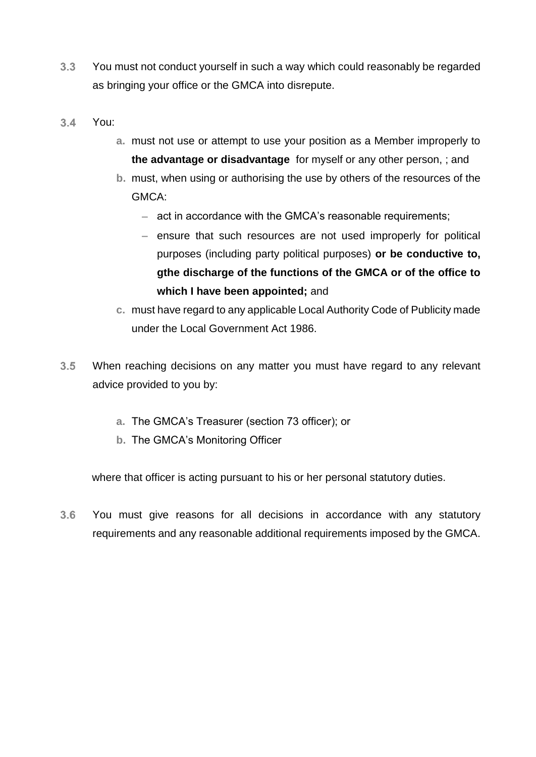3.3 You must not conduct yourself in such a way which could reasonably be regarded as bringing your office or the GMCA into disrepute.

3.4 You:

a. must not use or attempt to use your position as a Member improperly to **the advantage or disadvantage** for myself or any other person, ; and

b. must, when using or authorising the use by others of the resources of the GMCA:

- act in accordance with the GMCA's reasonable requirements;
- ensure that such resources are not used improperly for political purposes (including party political purposes) **or be conductive to, gthe discharge of the functions of the GMCA or of the office to which I have been appointed;** and

c. must have regard to any applicable Local Authority Code of Publicity made under the Local Government Act 1986.

3.5 When reaching decisions on any matter you must have regard to any relevant advice provided to you by:

a. The GMCA's Treasurer (section 73 officer); or

b. The GMCA's Monitoring Officer

where that officer is acting pursuant to his or her personal statutory duties.

3.6 You must give reasons for all decisions in accordance with any statutory requirements and any reasonable additional requirements imposed by the GMCA.